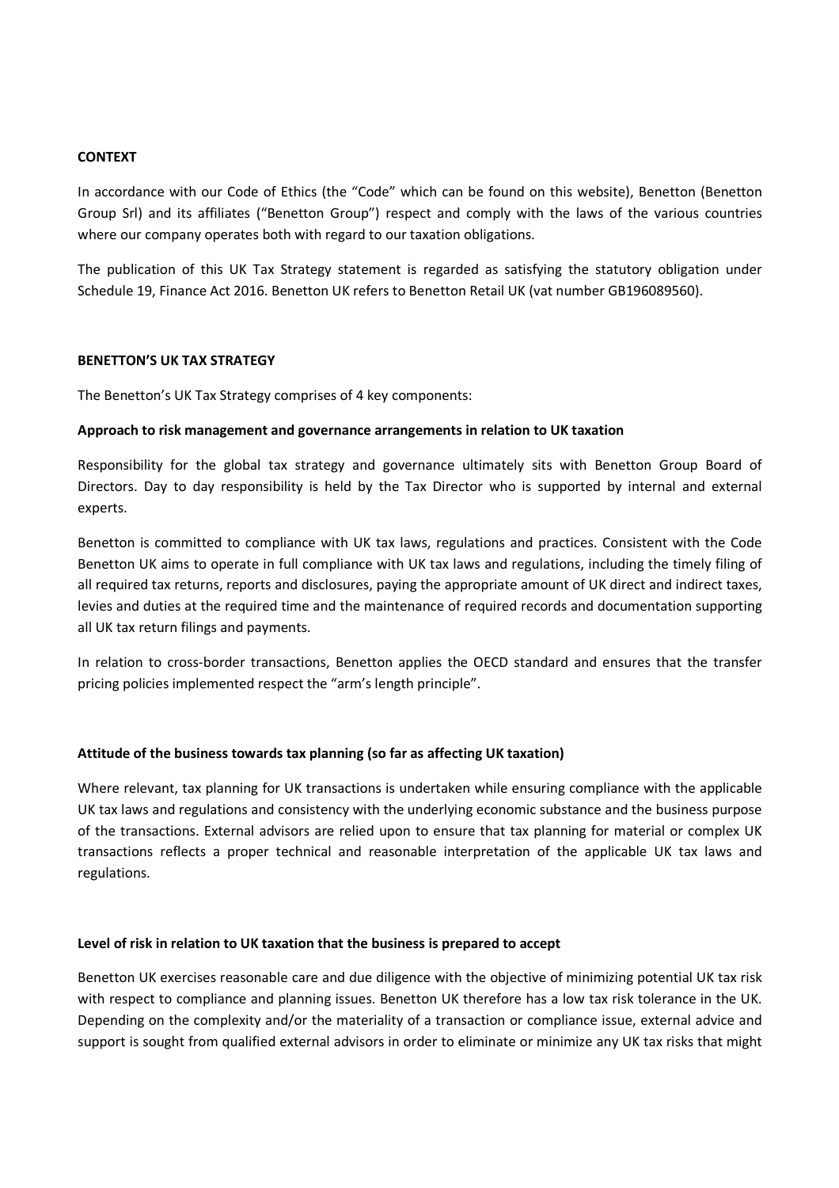**CONTEXT**

In accordance with our Code of Ethics (the "Code" which can be found on this website), Benetton (Benetton Group Srl) and its affiliates ("Benetton Group") respect and comply with the laws of the various countries where our company operates both with regard to our taxation obligations.

The publication of this UK Tax Strategy statement is regarded as satisfying the statutory obligation under Schedule 19, Finance Act 2016. Benetton UK refers to Benetton Retail UK (vat number GB196089560).

**BENETTON'S UK TAX STRATEGY**

The Benetton's UK Tax Strategy comprises of 4 key components:

**Approach to risk management and governance arrangements in relation to UK taxation**

Responsibility for the global tax strategy and governance ultimately sits with Benetton Group Board of Directors. Day to day responsibility is held by the Tax Director who is supported by internal and external experts.

Benetton is committed to compliance with UK tax laws, regulations and practices. Consistent with the Code Benetton UK aims to operate in full compliance with UK tax laws and regulations, including the timely filing of all required tax returns, reports and disclosures, paying the appropriate amount of UK direct and indirect taxes, levies and duties at the required time and the maintenance of required records and documentation supporting all UK tax return filings and payments.

In relation to cross-border transactions, Benetton applies the OECD standard and ensures that the transfer pricing policies implemented respect the "arm's length principle".

**Attitude of the business towards tax planning (so far as affecting UK taxation)**

Where relevant, tax planning for UK transactions is undertaken while ensuring compliance with the applicable UK tax laws and regulations and consistency with the underlying economic substance and the business purpose of the transactions. External advisors are relied upon to ensure that tax planning for material or complex UK transactions reflects a proper technical and reasonable interpretation of the applicable UK tax laws and regulations.

**Level of risk in relation to UK taxation that the business is prepared to accept**

Benetton UK exercises reasonable care and due diligence with the objective of minimizing potential UK tax risk with respect to compliance and planning issues. Benetton UK therefore has a low tax risk tolerance in the UK. Depending on the complexity and/or the materiality of a transaction or compliance issue, external advice and support is sought from qualified external advisors in order to eliminate or minimize any UK tax risks that might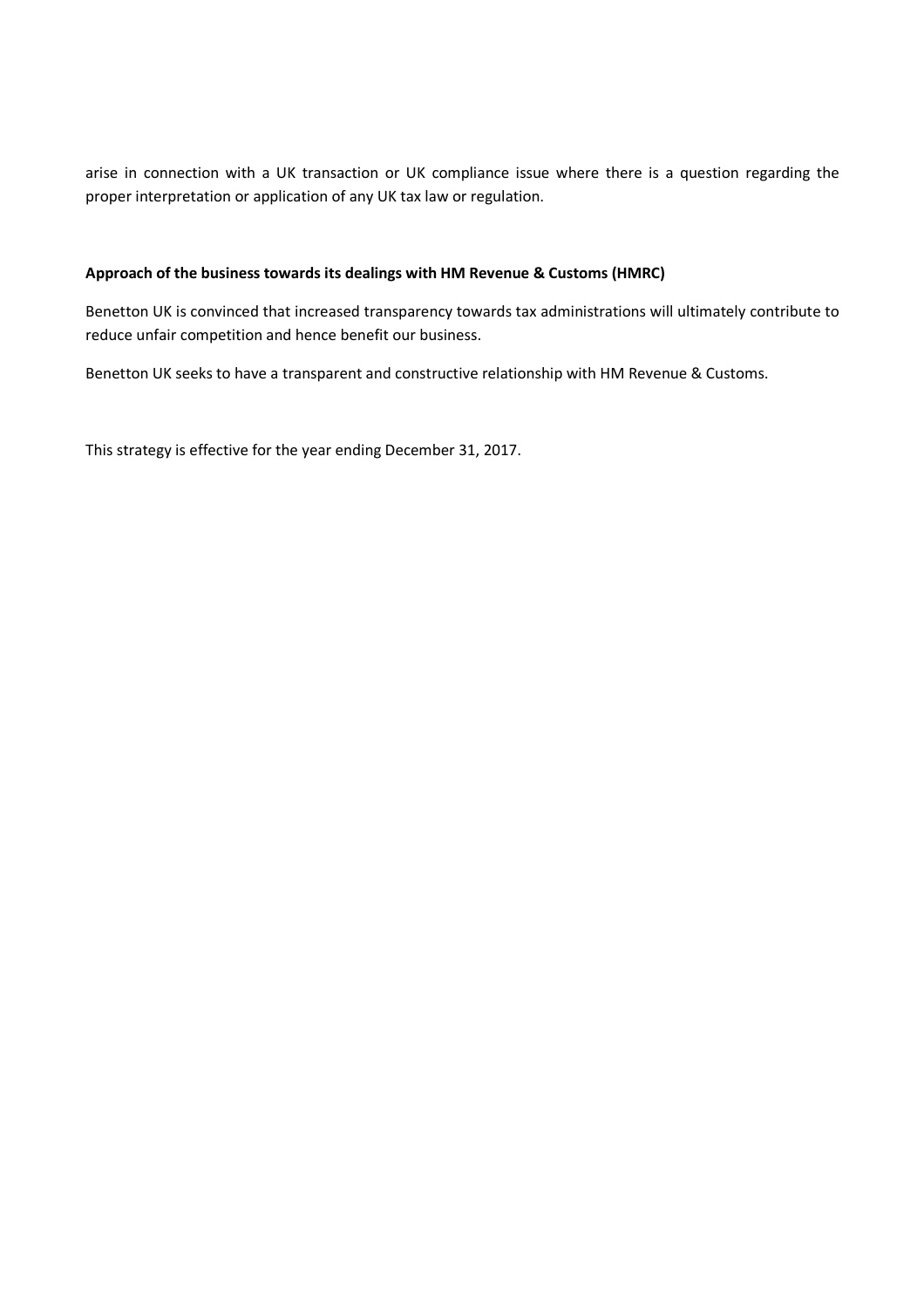arise in connection with a UK transaction or UK compliance issue where there is a question regarding the proper interpretation or application of any UK tax law or regulation.

**Approach of the business towards its dealings with HM Revenue & Customs (HMRC)**

Benetton UK is convinced that increased transparency towards tax administrations will ultimately contribute to reduce unfair competition and hence benefit our business.

Benetton UK seeks to have a transparent and constructive relationship with HM Revenue & Customs.

This strategy is effective for the year ending December 31, 2017.